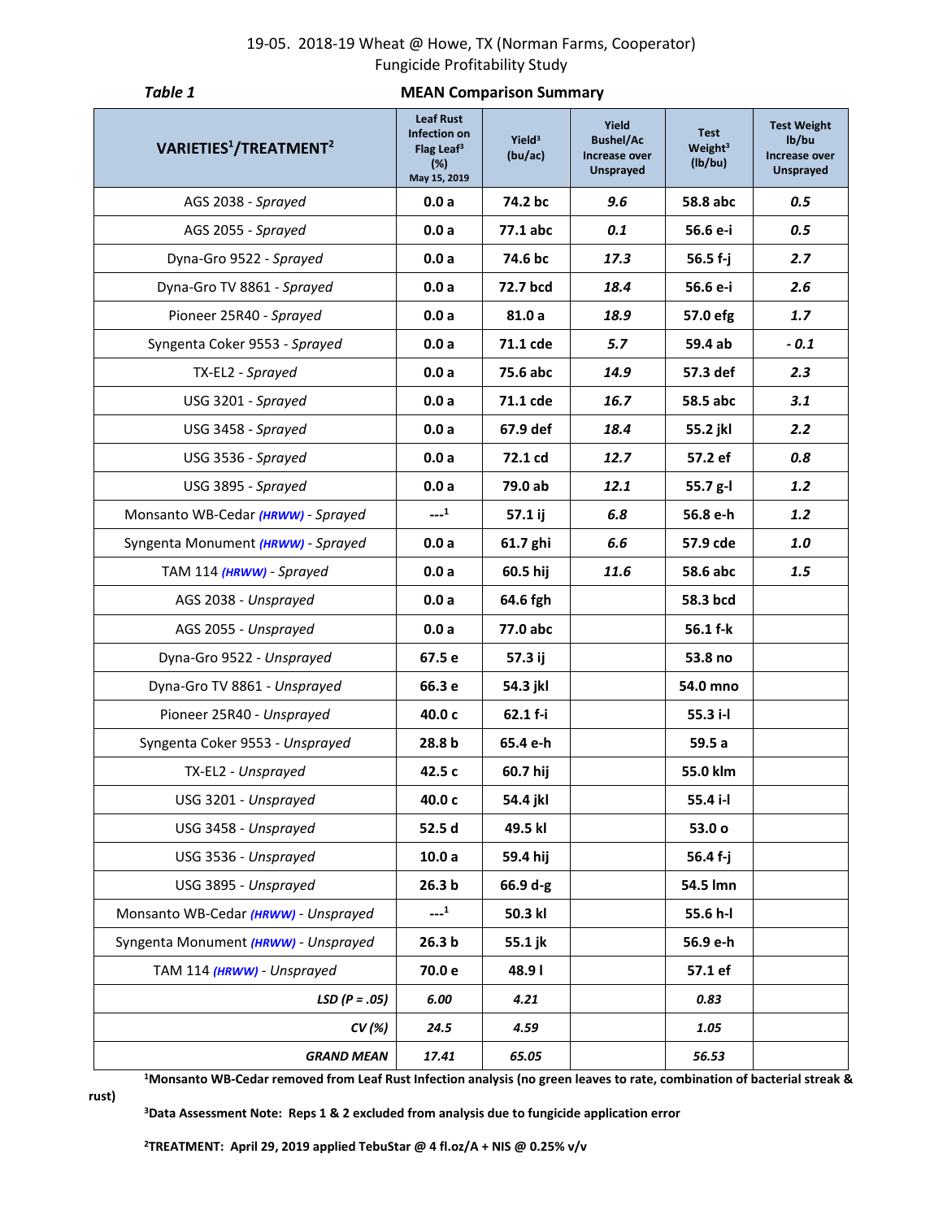19-05. 2018-19 Wheat @ Howe, TX (Norman Farms, Cooperator)
Fungicide Profitability Study

***Table 1*** **MEAN Comparison Summary**

| VARIETIES[1]/TREATMENT[2] | Leaf Rust Infection on Flag Leaf[3] (%) May 15, 2019 | Yield[3] (bu/ac) | Yield Bushel/Ac Increase over Unsprayed | Test Weight[3] (lb/bu) | Test Weight lb/bu Increase over Unsprayed |
|---|---|---|---|---|---|
| AGS 2038 - *Sprayed* | 0.0 a | 74.2 bc | 9.6 | 58.8 abc | 0.5 |
| AGS 2055 - *Sprayed* | 0.0 a | 77.1 abc | 0.1 | 56.6 e-i | 0.5 |
| Dyna-Gro 9522 - *Sprayed* | 0.0 a | 74.6 bc | 17.3 | 56.5 f-j | 2.7 |
| Dyna-Gro TV 8861 - *Sprayed* | 0.0 a | 72.7 bcd | 18.4 | 56.6 e-i | 2.6 |
| Pioneer 25R40 - *Sprayed* | 0.0 a | 81.0 a | 18.9 | 57.0 efg | 1.7 |
| Syngenta Coker 9553 - *Sprayed* | 0.0 a | 71.1 cde | 5.7 | 59.4 ab | - 0.1 |
| TX-EL2 - *Sprayed* | 0.0 a | 75.6 abc | 14.9 | 57.3 def | 2.3 |
| USG 3201 - *Sprayed* | 0.0 a | 71.1 cde | 16.7 | 58.5 abc | 3.1 |
| USG 3458 - *Sprayed* | 0.0 a | 67.9 def | 18.4 | 55.2 jkl | 2.2 |
| USG 3536 - *Sprayed* | 0.0 a | 72.1 cd | 12.7 | 57.2 ef | 0.8 |
| USG 3895 - *Sprayed* | 0.0 a | 79.0 ab | 12.1 | 55.7 g-l | 1.2 |
| Monsanto WB-Cedar ***(HRWW)*** - *Sprayed* | ---[1] | 57.1 ij | 6.8 | 56.8 e-h | 1.2 |
| Syngenta Monument ***(HRWW)*** - *Sprayed* | 0.0 a | 61.7 ghi | 6.6 | 57.9 cde | 1.0 |
| TAM 114 ***(HRWW)*** - *Sprayed* | 0.0 a | 60.5 hij | 11.6 | 58.6 abc | 1.5 |
| AGS 2038 - *Unsprayed* | 0.0 a | 64.6 fgh | | 58.3 bcd | |
| AGS 2055 - *Unsprayed* | 0.0 a | 77.0 abc | | 56.1 f-k | |
| Dyna-Gro 9522 - *Unsprayed* | 67.5 e | 57.3 ij | | 53.8 no | |
| Dyna-Gro TV 8861 - *Unsprayed* | 66.3 e | 54.3 jkl | | 54.0 mno | |
| Pioneer 25R40 - *Unsprayed* | 40.0 c | 62.1 f-i | | 55.3 i-l | |
| Syngenta Coker 9553 - *Unsprayed* | 28.8 b | 65.4 e-h | | 59.5 a | |
| TX-EL2 - *Unsprayed* | 42.5 c | 60.7 hij | | 55.0 klm | |
| USG 3201 - *Unsprayed* | 40.0 c | 54.4 jkl | | 55.4 i-l | |
| USG 3458 - *Unsprayed* | 52.5 d | 49.5 kl | | 53.0 o | |
| USG 3536 - *Unsprayed* | 10.0 a | 59.4 hij | | 56.4 f-j | |
| USG 3895 - *Unsprayed* | 26.3 b | 66.9 d-g | | 54.5 lmn | |
| Monsanto WB-Cedar ***(HRWW)*** - *Unsprayed* | ---[1] | 50.3 kl | | 55.6 h-l | |
| Syngenta Monument ***(HRWW)*** - *Unsprayed* | 26.3 b | 55.1 jk | | 56.9 e-h | |
| TAM 114 ***(HRWW)*** - *Unsprayed* | 70.0 e | 48.9 l | | 57.1 ef | |
| ***LSD (P = .05)*** | *6.00* | *4.21* | | *0.83* | |
| ***CV (%)*** | *24.5* | *4.59* | | *1.05* | |
| ***GRAND MEAN*** | *17.41* | *65.05* | | *56.53* | |

**[1]Monsanto WB-Cedar removed from Leaf Rust Infection analysis (no green leaves to rate, combination of bacterial streak & rust)**

**[3]Data Assessment Note: Reps 1 & 2 excluded from analysis due to fungicide application error**

**[2]TREATMENT: April 29, 2019 applied TebuStar @ 4 fl.oz/A + NIS @ 0.25% v/v**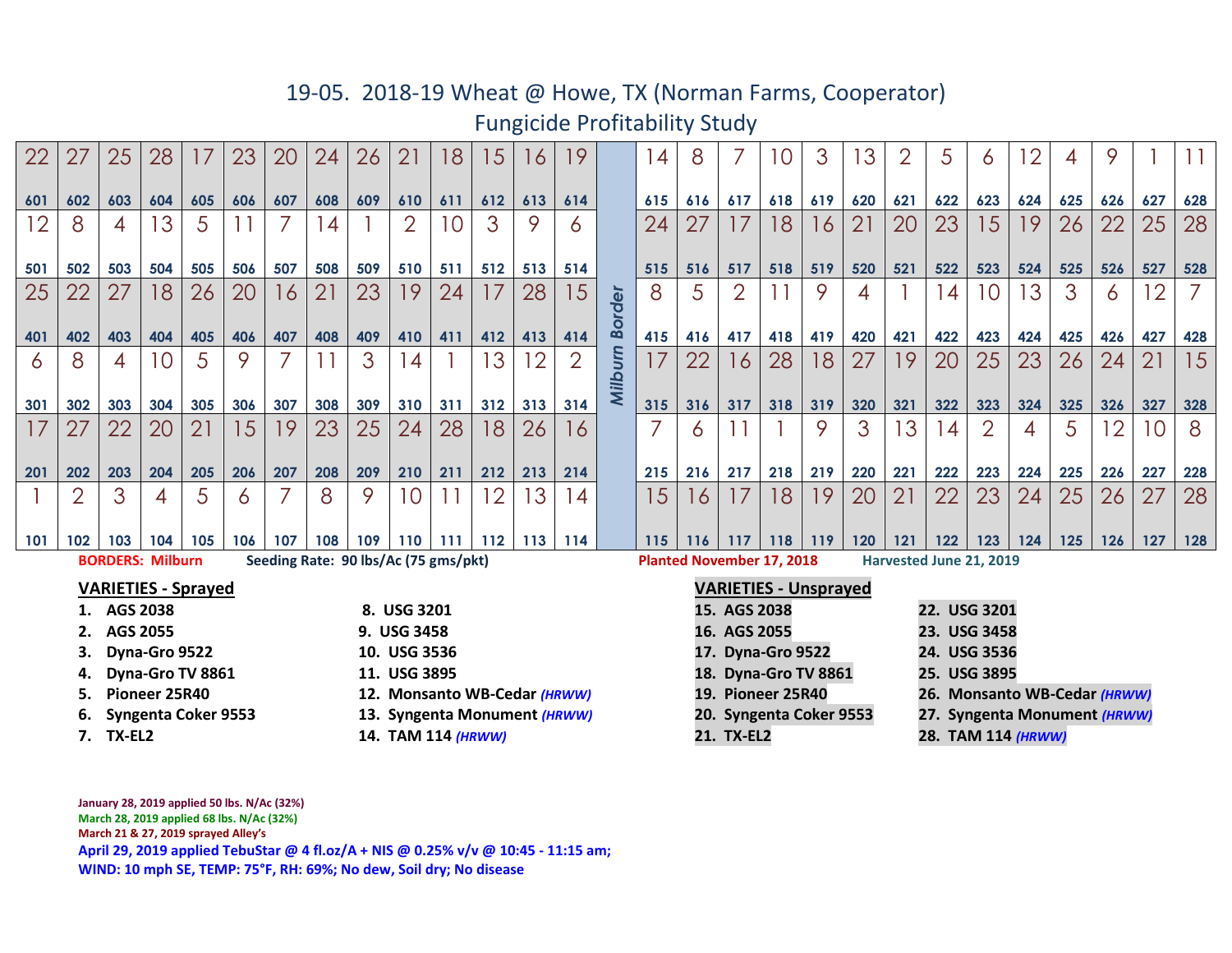# 19-05. 2018-19 Wheat @ Howe, TX (Norman Farms, Cooperator)

## Fungicide Profitability Study

| | | | | | | | | | | | | | | | | | | | | | | | | | | | | |
|---|---|---|---|---|---|---|---|---|---|---|---|---|---|---|---|---|---|---|---|---|---|---|---|---|---|---|---|---|
| 22<br>601 | 27<br>602 | 25<br>603 | 28<br>604 | 17<br>605 | 23<br>606 | 20<br>607 | 24<br>608 | 26<br>609 | 21<br>610 | 18<br>611 | 15<br>612 | 16<br>613 | 19<br>614 | | 14<br>615 | 8<br>616 | 7<br>617 | 10<br>618 | 3<br>619 | 13<br>620 | 2<br>621 | 5<br>622 | 6<br>623 | 12<br>624 | 4<br>625 | 9<br>626 | 1<br>627 | 11<br>628 |
| 12<br>501 | 8<br>502 | 4<br>503 | 13<br>504 | 5<br>505 | 11<br>506 | 7<br>507 | 14<br>508 | 1<br>509 | 2<br>510 | 10<br>511 | 3<br>512 | 9<br>513 | 6<br>514 | | 24<br>515 | 27<br>516 | 17<br>517 | 18<br>518 | 16<br>519 | 21<br>520 | 20<br>521 | 23<br>522 | 15<br>523 | 19<br>524 | 26<br>525 | 22<br>526 | 25<br>527 | 28<br>528 |
| 25<br>401 | 22<br>402 | 27<br>403 | 18<br>404 | 26<br>405 | 20<br>406 | 16<br>407 | 21<br>408 | 23<br>409 | 19<br>410 | 24<br>411 | 17<br>412 | 28<br>413 | 15<br>414 | Milburn Border | 8<br>415 | 5<br>416 | 2<br>417 | 11<br>418 | 9<br>419 | 4<br>420 | 1<br>421 | 14<br>422 | 10<br>423 | 13<br>424 | 3<br>425 | 6<br>426 | 12<br>427 | 7<br>428 |
| 6<br>301 | 8<br>302 | 4<br>303 | 10<br>304 | 5<br>305 | 9<br>306 | 7<br>307 | 11<br>308 | 3<br>309 | 14<br>310 | 1<br>311 | 13<br>312 | 12<br>313 | 2<br>314 | | 17<br>315 | 22<br>316 | 16<br>317 | 28<br>318 | 18<br>319 | 27<br>320 | 19<br>321 | 20<br>322 | 25<br>323 | 23<br>324 | 26<br>325 | 24<br>326 | 21<br>327 | 15<br>328 |
| 17<br>201 | 27<br>202 | 22<br>203 | 20<br>204 | 21<br>205 | 15<br>206 | 19<br>207 | 23<br>208 | 25<br>209 | 24<br>210 | 28<br>211 | 18<br>212 | 26<br>213 | 16<br>214 | | 7<br>215 | 6<br>216 | 11<br>217 | 1<br>218 | 9<br>219 | 3<br>220 | 13<br>221 | 14<br>222 | 2<br>223 | 4<br>224 | 5<br>225 | 12<br>226 | 10<br>227 | 8<br>228 |
| 1<br>101 | 2<br>102 | 3<br>103 | 4<br>104 | 5<br>105 | 6<br>106 | 7<br>107 | 8<br>108 | 9<br>109 | 10<br>110 | 11<br>111 | 12<br>112 | 13<br>113 | 14<br>114 | | 15<br>115 | 16<br>116 | 17<br>117 | 18<br>118 | 19<br>119 | 20<br>120 | 21<br>121 | 22<br>122 | 23<br>123 | 24<br>124 | 25<br>125 | 26<br>126 | 27<br>127 | 28<br>128 |

**BORDERS: Milburn** **Seeding Rate: 90 lbs/Ac (75 gms/pkt)** **Planted November 17, 2018** **Harvested June 21, 2019**

**VARIETIES - Sprayed**

1. **AGS 2038**
2. **AGS 2055**
3. **Dyna-Gro 9522**
4. **Dyna-Gro TV 8861**
5. **Pioneer 25R40**
6. **Syngenta Coker 9553**
7. **TX-EL2**
8. **USG 3201**
9. **USG 3458**
10. **USG 3536**
11. **USG 3895**
12. **Monsanto WB-Cedar** ***(HRWW)***
13. **Syngenta Monument** ***(HRWW)***
14. **TAM 114** ***(HRWW)***

**VARIETIES - Unsprayed**

15. **AGS 2038**
16. **AGS 2055**
17. **Dyna-Gro 9522**
18. **Dyna-Gro TV 8861**
19. **Pioneer 25R40**
20. **Syngenta Coker 9553**
21. **TX-EL2**
22. **USG 3201**
23. **USG 3458**
24. **USG 3536**
25. **USG 3895**
26. **Monsanto WB-Cedar** ***(HRWW)***
27. **Syngenta Monument** ***(HRWW)***
28. **TAM 114** ***(HRWW)***

**January 28, 2019 applied 50 lbs. N/Ac (32%)**
**March 28, 2019 applied 68 lbs. N/Ac (32%)**
**March 21 & 27, 2019 sprayed Alley's**
**April 29, 2019 applied TebuStar @ 4 fl.oz/A + NIS @ 0.25% v/v @ 10:45 - 11:15 am;**
**WIND: 10 mph SE, TEMP: 75°F, RH: 69%; No dew, Soil dry; No disease**